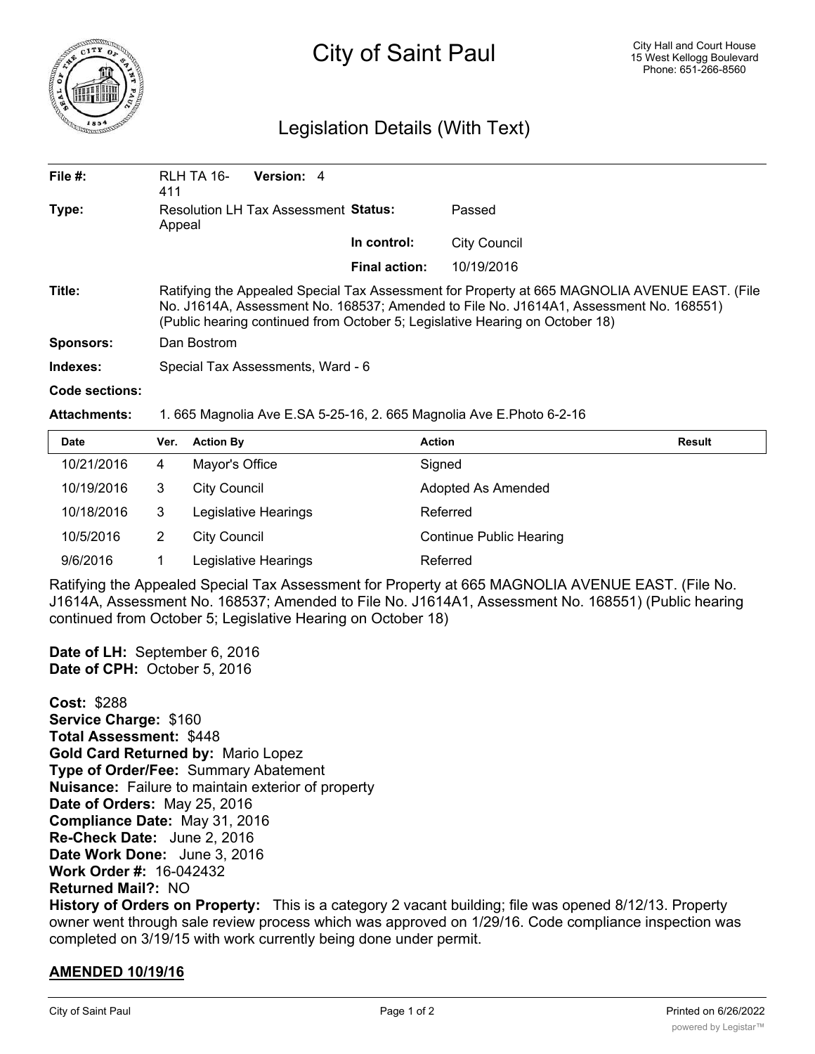# City of Saint Paul

City Hall and Court House
15 West Kellogg Boulevard
Phone: 651-266-8560

## Legislation Details (With Text)

| | | | |
|---|---|---|---|
| **File #:** | RLH TA 16-411 **Version:** 4 | | |
| **Type:** | Resolution LH Tax Assessment Appeal | **Status:** | Passed |
| | | **In control:** | City Council |
| | | **Final action:** | 10/19/2016 |

**Title:** Ratifying the Appealed Special Tax Assessment for Property at 665 MAGNOLIA AVENUE EAST. (File No. J1614A, Assessment No. 168537; Amended to File No. J1614A1, Assessment No. 168551) (Public hearing continued from October 5; Legislative Hearing on October 18)

**Sponsors:** Dan Bostrom

**Indexes:** Special Tax Assessments, Ward - 6

**Code sections:**

**Attachments:** 1. 665 Magnolia Ave E.SA 5-25-16, 2. 665 Magnolia Ave E.Photo 6-2-16

| Date | Ver. | Action By | Action | Result |
|---|---|---|---|---|
| 10/21/2016 | 4 | Mayor's Office | Signed | |
| 10/19/2016 | 3 | City Council | Adopted As Amended | |
| 10/18/2016 | 3 | Legislative Hearings | Referred | |
| 10/5/2016 | 2 | City Council | Continue Public Hearing | |
| 9/6/2016 | 1 | Legislative Hearings | Referred | |

Ratifying the Appealed Special Tax Assessment for Property at 665 MAGNOLIA AVENUE EAST. (File No. J1614A, Assessment No. 168537; Amended to File No. J1614A1, Assessment No. 168551) (Public hearing continued from October 5; Legislative Hearing on October 18)

**Date of LH:** September 6, 2016
**Date of CPH:** October 5, 2016

**Cost:** $288
**Service Charge:** $160
**Total Assessment:** $448
**Gold Card Returned by:** Mario Lopez
**Type of Order/Fee:** Summary Abatement
**Nuisance:** Failure to maintain exterior of property
**Date of Orders:** May 25, 2016
**Compliance Date:** May 31, 2016
**Re-Check Date:** June 2, 2016
**Date Work Done:** June 3, 2016
**Work Order #:** 16-042432
**Returned Mail?:** NO
**History of Orders on Property:** This is a category 2 vacant building; file was opened 8/12/13. Property owner went through sale review process which was approved on 1/29/16. Code compliance inspection was completed on 3/19/15 with work currently being done under permit.

**AMENDED 10/19/16**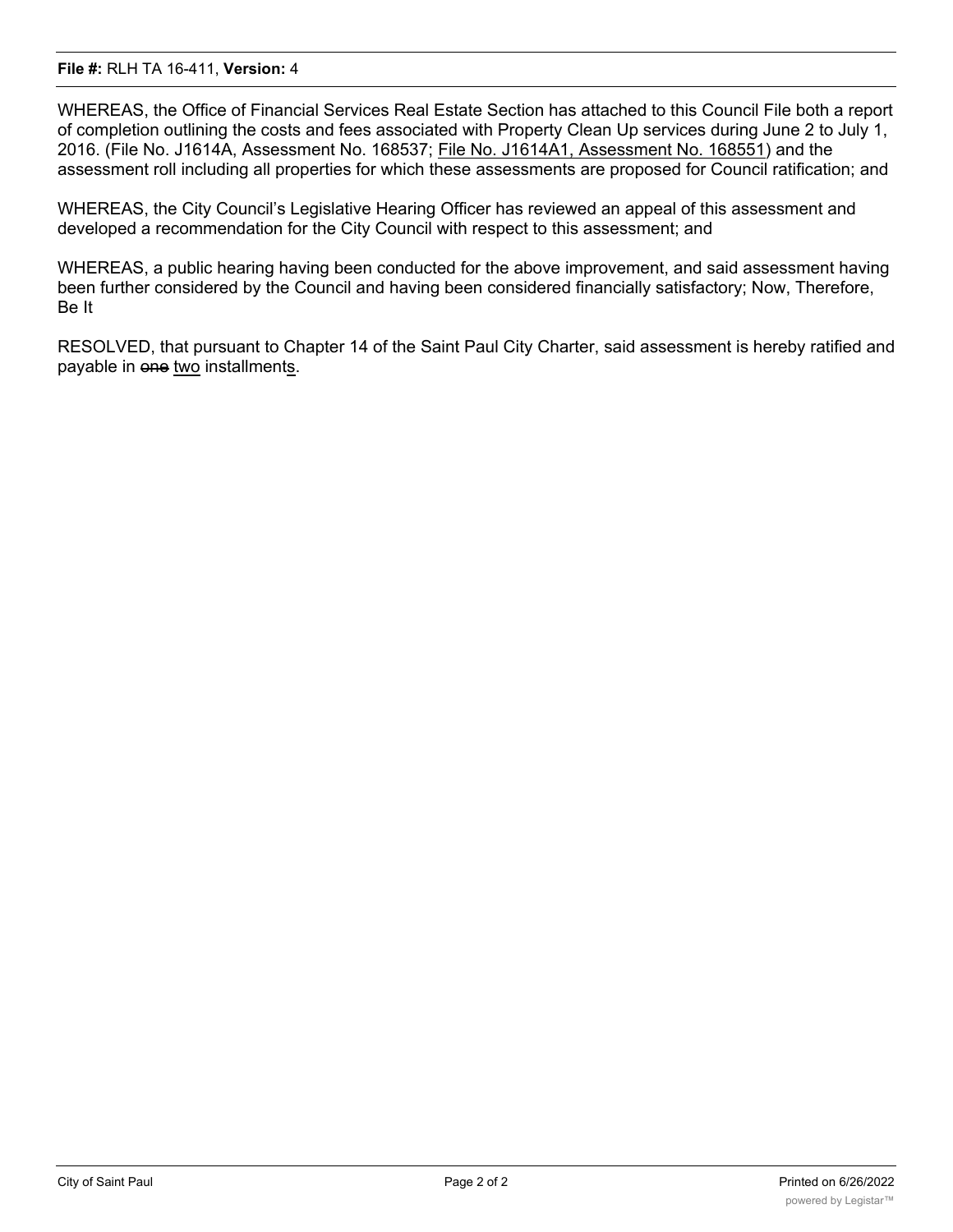WHEREAS, the Office of Financial Services Real Estate Section has attached to this Council File both a report of completion outlining the costs and fees associated with Property Clean Up services during June 2 to July 1, 2016. (File No. J1614A, Assessment No. 168537; <u>File No. J1614A1, Assessment No. 168551</u>) and the assessment roll including all properties for which these assessments are proposed for Council ratification; and

WHEREAS, the City Council's Legislative Hearing Officer has reviewed an appeal of this assessment and developed a recommendation for the City Council with respect to this assessment; and

WHEREAS, a public hearing having been conducted for the above improvement, and said assessment having been further considered by the Council and having been considered financially satisfactory; Now, Therefore, Be It

RESOLVED, that pursuant to Chapter 14 of the Saint Paul City Charter, said assessment is hereby ratified and payable in ~~one~~ <u>two</u> installment<u>s</u>.